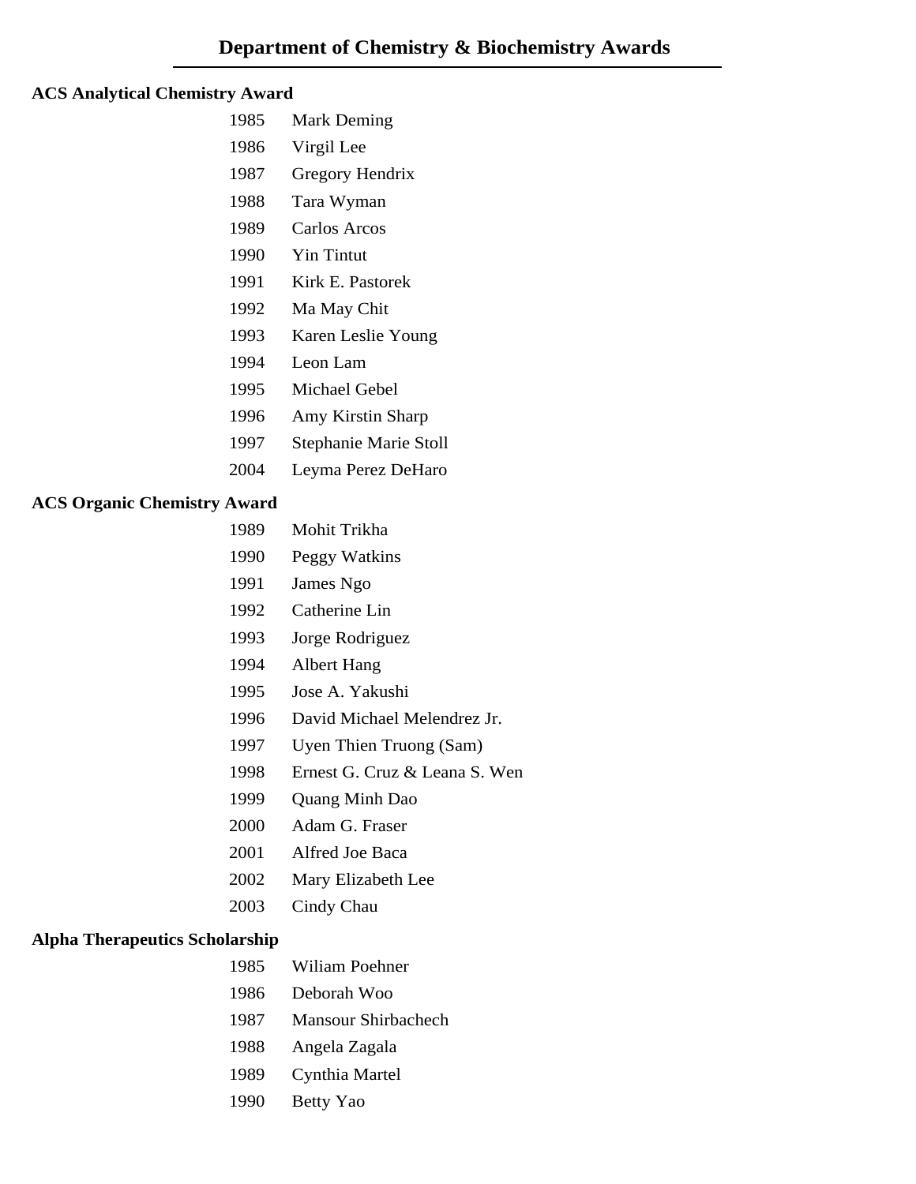# Department of Chemistry & Biochemistry Awards

**ACS Analytical Chemistry Award**

| | |
|---|---|
| 1985 | Mark Deming |
| 1986 | Virgil Lee |
| 1987 | Gregory Hendrix |
| 1988 | Tara Wyman |
| 1989 | Carlos Arcos |
| 1990 | Yin Tintut |
| 1991 | Kirk E. Pastorek |
| 1992 | Ma May Chit |
| 1993 | Karen Leslie Young |
| 1994 | Leon Lam |
| 1995 | Michael Gebel |
| 1996 | Amy Kirstin Sharp |
| 1997 | Stephanie Marie Stoll |
| 2004 | Leyma Perez DeHaro |

**ACS Organic Chemistry Award**

| | |
|---|---|
| 1989 | Mohit Trikha |
| 1990 | Peggy Watkins |
| 1991 | James Ngo |
| 1992 | Catherine Lin |
| 1993 | Jorge Rodriguez |
| 1994 | Albert Hang |
| 1995 | Jose A. Yakushi |
| 1996 | David Michael Melendrez Jr. |
| 1997 | Uyen Thien Truong (Sam) |
| 1998 | Ernest G. Cruz & Leana S. Wen |
| 1999 | Quang Minh Dao |
| 2000 | Adam G. Fraser |
| 2001 | Alfred Joe Baca |
| 2002 | Mary Elizabeth Lee |
| 2003 | Cindy Chau |

**Alpha Therapeutics Scholarship**

| | |
|---|---|
| 1985 | Wiliam Poehner |
| 1986 | Deborah Woo |
| 1987 | Mansour Shirbachech |
| 1988 | Angela Zagala |
| 1989 | Cynthia Martel |
| 1990 | Betty Yao |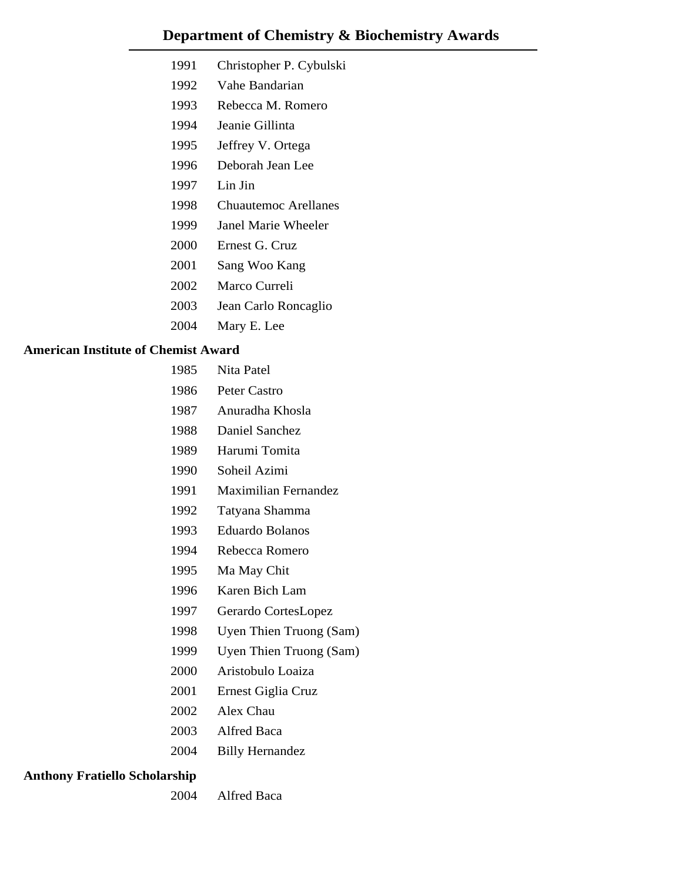## Department of Chemistry & Biochemistry Awards

1991 Christopher P. Cybulski
1992 Vahe Bandarian
1993 Rebecca M. Romero
1994 Jeanie Gillinta
1995 Jeffrey V. Ortega
1996 Deborah Jean Lee
1997 Lin Jin
1998 Chuautemoc Arellanes
1999 Janel Marie Wheeler
2000 Ernest G. Cruz
2001 Sang Woo Kang
2002 Marco Curreli
2003 Jean Carlo Roncaglio
2004 Mary E. Lee

**American Institute of Chemist Award**

1985 Nita Patel
1986 Peter Castro
1987 Anuradha Khosla
1988 Daniel Sanchez
1989 Harumi Tomita
1990 Soheil Azimi
1991 Maximilian Fernandez
1992 Tatyana Shamma
1993 Eduardo Bolanos
1994 Rebecca Romero
1995 Ma May Chit
1996 Karen Bich Lam
1997 Gerardo CortesLopez
1998 Uyen Thien Truong (Sam)
1999 Uyen Thien Truong (Sam)
2000 Aristobulo Loaiza
2001 Ernest Giglia Cruz
2002 Alex Chau
2003 Alfred Baca
2004 Billy Hernandez

**Anthony Fratiello Scholarship**

2004 Alfred Baca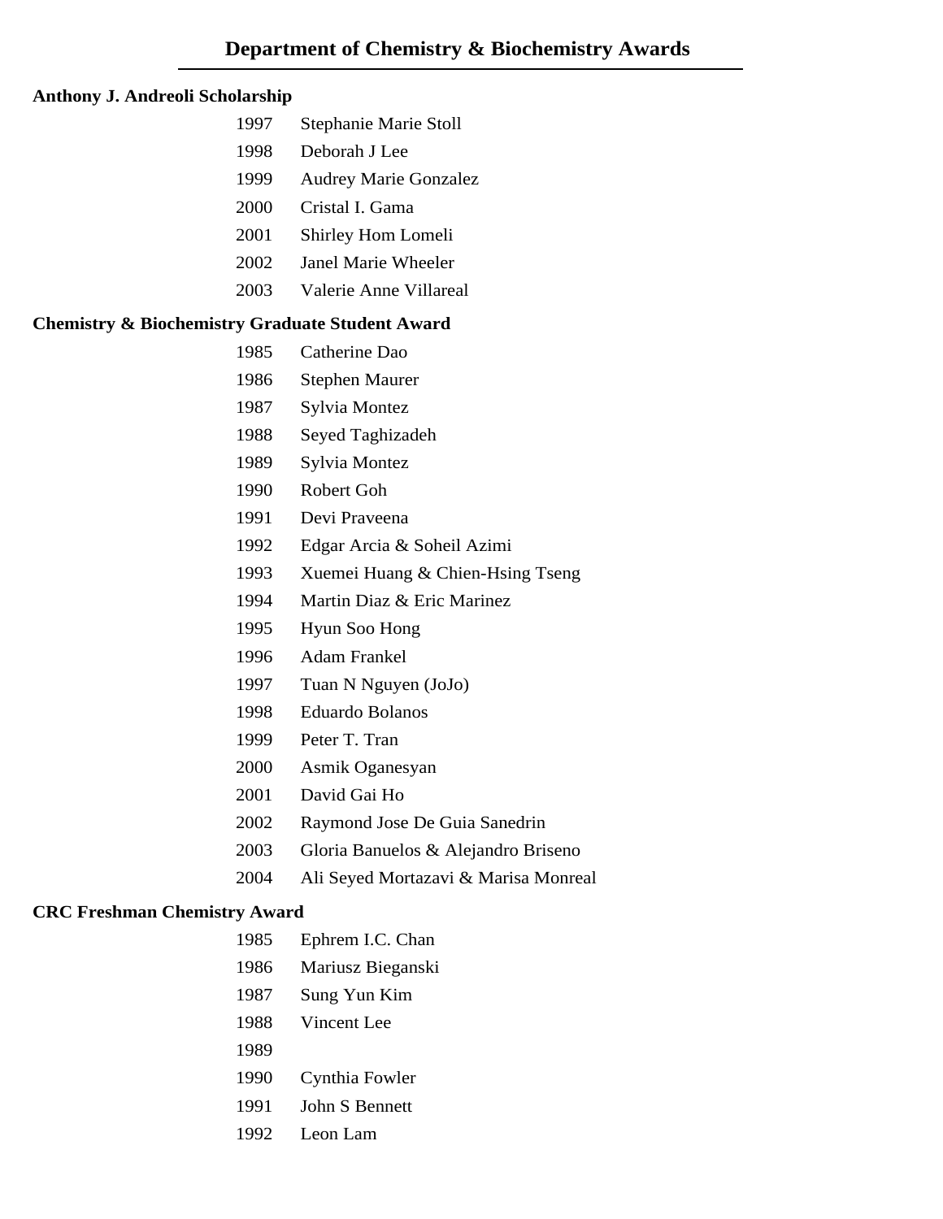# Department of Chemistry & Biochemistry Awards

**Anthony J. Andreoli Scholarship**

| Year | Recipient |
|---|---|
| 1997 | Stephanie Marie Stoll |
| 1998 | Deborah J Lee |
| 1999 | Audrey Marie Gonzalez |
| 2000 | Cristal I. Gama |
| 2001 | Shirley Hom Lomeli |
| 2002 | Janel Marie Wheeler |
| 2003 | Valerie Anne Villareal |

**Chemistry & Biochemistry Graduate Student Award**

| Year | Recipient |
|---|---|
| 1985 | Catherine Dao |
| 1986 | Stephen Maurer |
| 1987 | Sylvia Montez |
| 1988 | Seyed Taghizadeh |
| 1989 | Sylvia Montez |
| 1990 | Robert Goh |
| 1991 | Devi Praveena |
| 1992 | Edgar Arcia & Soheil Azimi |
| 1993 | Xuemei Huang & Chien-Hsing Tseng |
| 1994 | Martin Diaz & Eric Marinez |
| 1995 | Hyun Soo Hong |
| 1996 | Adam Frankel |
| 1997 | Tuan N Nguyen (JoJo) |
| 1998 | Eduardo Bolanos |
| 1999 | Peter T. Tran |
| 2000 | Asmik Oganesyan |
| 2001 | David Gai Ho |
| 2002 | Raymond Jose De Guia Sanedrin |
| 2003 | Gloria Banuelos & Alejandro Briseno |
| 2004 | Ali Seyed Mortazavi & Marisa Monreal |

**CRC Freshman Chemistry Award**

| Year | Recipient |
|---|---|
| 1985 | Ephrem I.C. Chan |
| 1986 | Mariusz Bieganski |
| 1987 | Sung Yun Kim |
| 1988 | Vincent Lee |
| 1989 | |
| 1990 | Cynthia Fowler |
| 1991 | John S Bennett |
| 1992 | Leon Lam |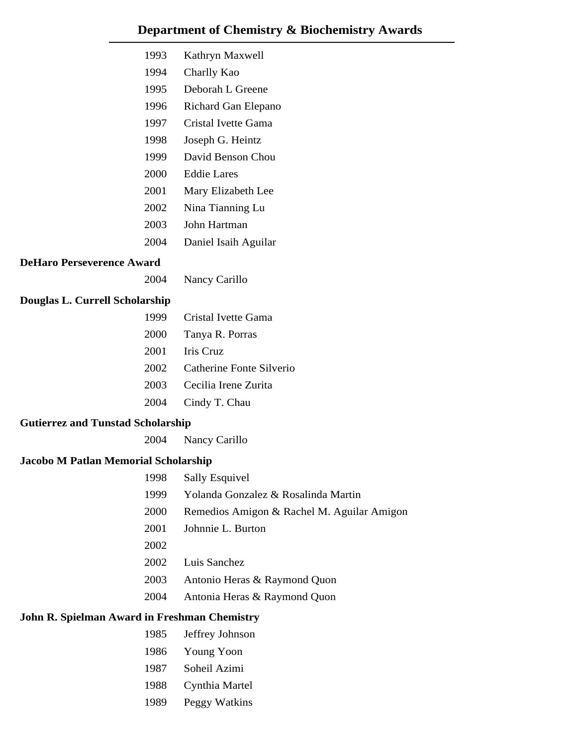# Department of Chemistry & Biochemistry Awards

| | |
|---|---|
| 1993 | Kathryn Maxwell |
| 1994 | Charlly Kao |
| 1995 | Deborah L Greene |
| 1996 | Richard Gan Elepano |
| 1997 | Cristal Ivette Gama |
| 1998 | Joseph G. Heintz |
| 1999 | David Benson Chou |
| 2000 | Eddie Lares |
| 2001 | Mary Elizabeth Lee |
| 2002 | Nina Tianning Lu |
| 2003 | John Hartman |
| 2004 | Daniel Isaih Aguilar |

**DeHaro Perseverence Award**

| | |
|---|---|
| 2004 | Nancy Carillo |

**Douglas L. Currell Scholarship**

| | |
|---|---|
| 1999 | Cristal Ivette Gama |
| 2000 | Tanya R. Porras |
| 2001 | Iris Cruz |
| 2002 | Catherine Fonte Silverio |
| 2003 | Cecilia Irene Zurita |
| 2004 | Cindy T. Chau |

**Gutierrez and Tunstad Scholarship**

| | |
|---|---|
| 2004 | Nancy Carillo |

**Jacobo M Patlan Memorial Scholarship**

| | |
|---|---|
| 1998 | Sally Esquivel |
| 1999 | Yolanda Gonzalez & Rosalinda Martin |
| 2000 | Remedios Amigon & Rachel M. Aguilar Amigon |
| 2001 | Johnnie L. Burton |
| 2002 | |
| 2002 | Luis Sanchez |
| 2003 | Antonio Heras & Raymond Quon |
| 2004 | Antonia Heras & Raymond Quon |

**John R. Spielman Award in Freshman Chemistry**

| | |
|---|---|
| 1985 | Jeffrey Johnson |
| 1986 | Young Yoon |
| 1987 | Soheil Azimi |
| 1988 | Cynthia Martel |
| 1989 | Peggy Watkins |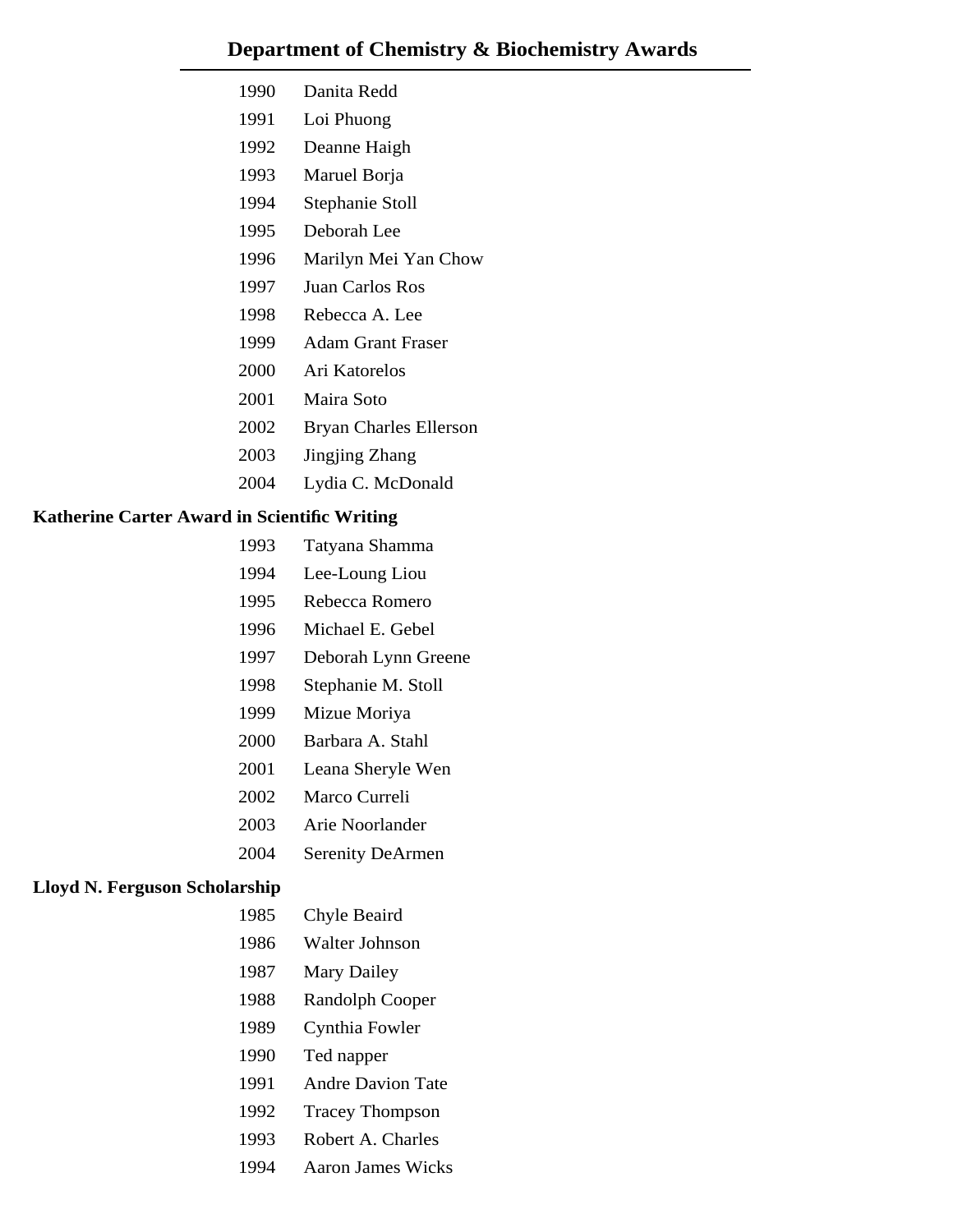## Department of Chemistry & Biochemistry Awards

1990 Danita Redd
1991 Loi Phuong
1992 Deanne Haigh
1993 Maruel Borja
1994 Stephanie Stoll
1995 Deborah Lee
1996 Marilyn Mei Yan Chow
1997 Juan Carlos Ros
1998 Rebecca A. Lee
1999 Adam Grant Fraser
2000 Ari Katorelos
2001 Maira Soto
2002 Bryan Charles Ellerson
2003 Jingjing Zhang
2004 Lydia C. McDonald

**Katherine Carter Award in Scientific Writing**

1993 Tatyana Shamma
1994 Lee-Loung Liou
1995 Rebecca Romero
1996 Michael E. Gebel
1997 Deborah Lynn Greene
1998 Stephanie M. Stoll
1999 Mizue Moriya
2000 Barbara A. Stahl
2001 Leana Sheryle Wen
2002 Marco Curreli
2003 Arie Noorlander
2004 Serenity DeArmen

**Lloyd N. Ferguson Scholarship**

1985 Chyle Beaird
1986 Walter Johnson
1987 Mary Dailey
1988 Randolph Cooper
1989 Cynthia Fowler
1990 Ted napper
1991 Andre Davion Tate
1992 Tracey Thompson
1993 Robert A. Charles
1994 Aaron James Wicks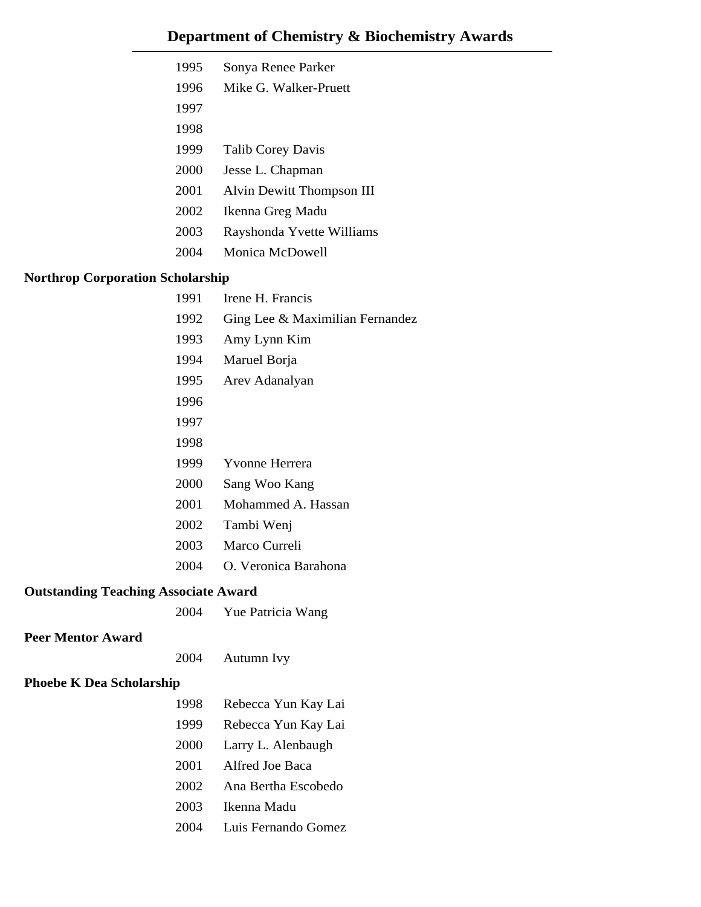# Department of Chemistry & Biochemistry Awards

| | |
|---|---|
| 1995 | Sonya Renee Parker |
| 1996 | Mike G. Walker-Pruett |
| 1997 | |
| 1998 | |
| 1999 | Talib Corey Davis |
| 2000 | Jesse L. Chapman |
| 2001 | Alvin Dewitt Thompson III |
| 2002 | Ikenna Greg Madu |
| 2003 | Rayshonda Yvette Williams |
| 2004 | Monica McDowell |

**Northrop Corporation Scholarship**

| | |
|---|---|
| 1991 | Irene H. Francis |
| 1992 | Ging Lee & Maximilian Fernandez |
| 1993 | Amy Lynn Kim |
| 1994 | Maruel Borja |
| 1995 | Arev Adanalyan |
| 1996 | |
| 1997 | |
| 1998 | |
| 1999 | Yvonne Herrera |
| 2000 | Sang Woo Kang |
| 2001 | Mohammed A. Hassan |
| 2002 | Tambi Wenj |
| 2003 | Marco Curreli |
| 2004 | O. Veronica Barahona |

**Outstanding Teaching Associate Award**

| | |
|---|---|
| 2004 | Yue Patricia Wang |

**Peer Mentor Award**

| | |
|---|---|
| 2004 | Autumn Ivy |

**Phoebe K Dea Scholarship**

| | |
|---|---|
| 1998 | Rebecca Yun Kay Lai |
| 1999 | Rebecca Yun Kay Lai |
| 2000 | Larry L. Alenbaugh |
| 2001 | Alfred Joe Baca |
| 2002 | Ana Bertha Escobedo |
| 2003 | Ikenna Madu |
| 2004 | Luis Fernando Gomez |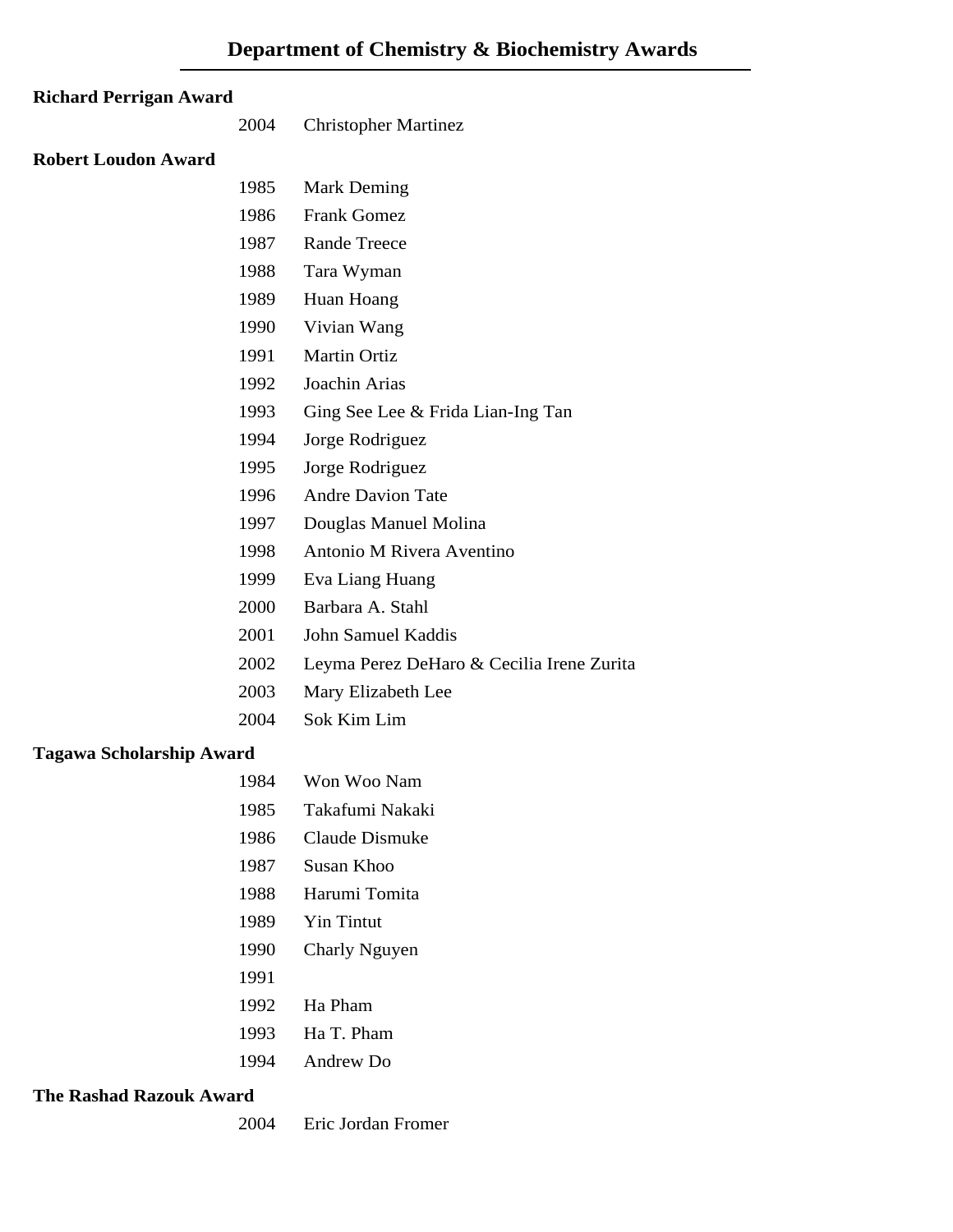# Department of Chemistry & Biochemistry Awards

**Richard Perrigan Award**

| | |
|---|---|
| 2004 | Christopher Martinez |

**Robert Loudon Award**

| | |
|---|---|
| 1985 | Mark Deming |
| 1986 | Frank Gomez |
| 1987 | Rande Treece |
| 1988 | Tara Wyman |
| 1989 | Huan Hoang |
| 1990 | Vivian Wang |
| 1991 | Martin Ortiz |
| 1992 | Joachin Arias |
| 1993 | Ging See Lee & Frida Lian-Ing Tan |
| 1994 | Jorge Rodriguez |
| 1995 | Jorge Rodriguez |
| 1996 | Andre Davion Tate |
| 1997 | Douglas Manuel Molina |
| 1998 | Antonio M Rivera Aventino |
| 1999 | Eva Liang Huang |
| 2000 | Barbara A. Stahl |
| 2001 | John Samuel Kaddis |
| 2002 | Leyma Perez DeHaro & Cecilia Irene Zurita |
| 2003 | Mary Elizabeth Lee |
| 2004 | Sok Kim Lim |

**Tagawa Scholarship Award**

| | |
|---|---|
| 1984 | Won Woo Nam |
| 1985 | Takafumi Nakaki |
| 1986 | Claude Dismuke |
| 1987 | Susan Khoo |
| 1988 | Harumi Tomita |
| 1989 | Yin Tintut |
| 1990 | Charly Nguyen |
| 1991 | |
| 1992 | Ha Pham |
| 1993 | Ha T. Pham |
| 1994 | Andrew Do |

**The Rashad Razouk Award**

| | |
|---|---|
| 2004 | Eric Jordan Fromer |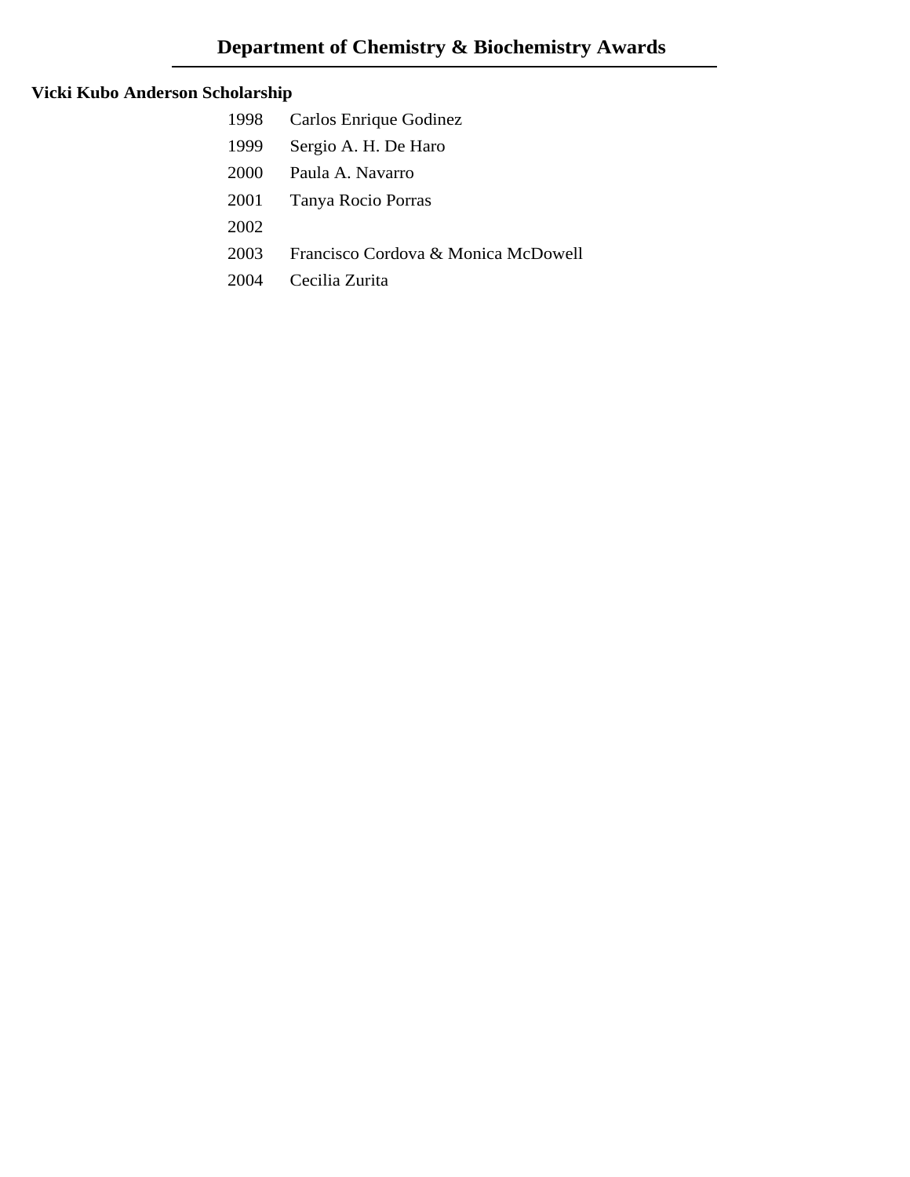# Department of Chemistry & Biochemistry Awards

**Vicki Kubo Anderson Scholarship**

| | |
|---|---|
| 1998 | Carlos Enrique Godinez |
| 1999 | Sergio A. H. De Haro |
| 2000 | Paula A. Navarro |
| 2001 | Tanya Rocio Porras |
| 2002 | |
| 2003 | Francisco Cordova & Monica McDowell |
| 2004 | Cecilia Zurita |